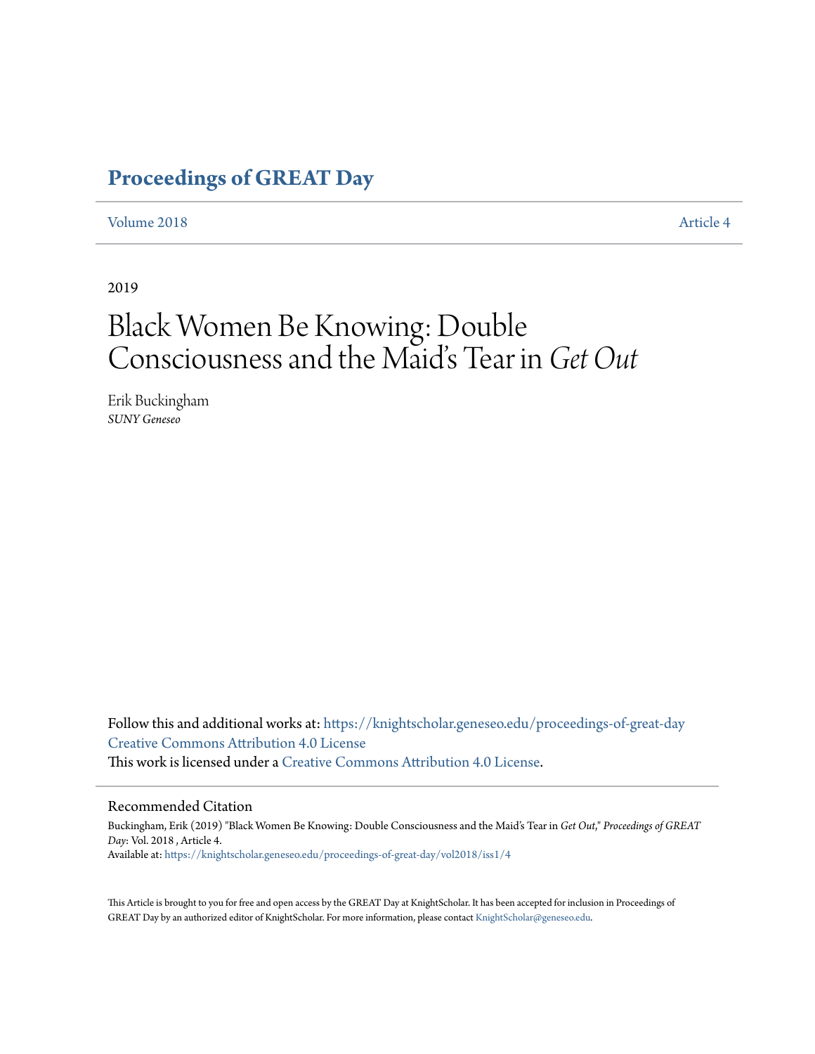# Proceedings of GREAT Day

Volume 2018 Article 4

2019

# Black Women Be Knowing: Double Consciousness and the Maid's Tear in *Get Out*

Erik Buckingham
*SUNY Geneseo*

Follow this and additional works at: https://knightscholar.geneseo.edu/proceedings-of-great-day
Creative Commons Attribution 4.0 License
This work is licensed under a Creative Commons Attribution 4.0 License.

## Recommended Citation

Buckingham, Erik (2019) "Black Women Be Knowing: Double Consciousness and the Maid's Tear in *Get Out*," *Proceedings of GREAT Day*: Vol. 2018 , Article 4.
Available at: https://knightscholar.geneseo.edu/proceedings-of-great-day/vol2018/iss1/4

This Article is brought to you for free and open access by the GREAT Day at KnightScholar. It has been accepted for inclusion in Proceedings of GREAT Day by an authorized editor of KnightScholar. For more information, please contact KnightScholar@geneseo.edu.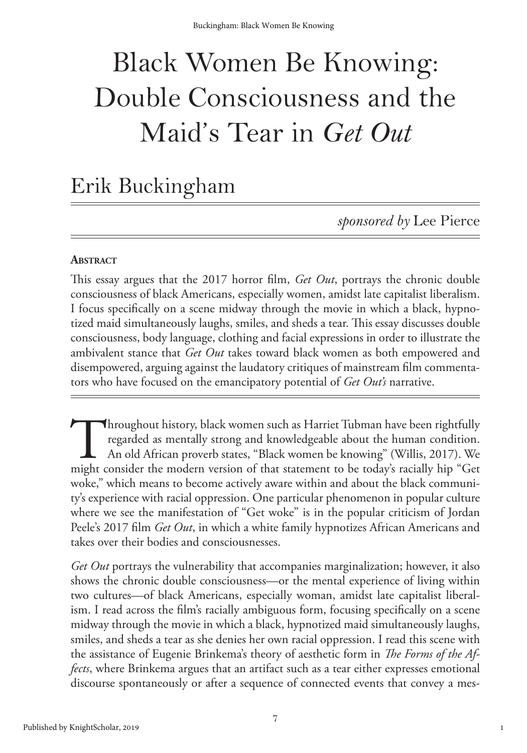# Black Women Be Knowing: Double Consciousness and the Maid's Tear in *Get Out*

## Erik Buckingham

*sponsored by* Lee Pierce

**Abstract**

This essay argues that the 2017 horror film, *Get Out*, portrays the chronic double consciousness of black Americans, especially women, amidst late capitalist liberalism. I focus specifically on a scene midway through the movie in which a black, hypnotized maid simultaneously laughs, smiles, and sheds a tear. This essay discusses double consciousness, body language, clothing and facial expressions in order to illustrate the ambivalent stance that *Get Out* takes toward black women as both empowered and disempowered, arguing against the laudatory critiques of mainstream film commentators who have focused on the emancipatory potential of *Get Out's* narrative.

Throughout history, black women such as Harriet Tubman have been rightfully regarded as mentally strong and knowledgeable about the human condition. An old African proverb states, "Black women be knowing" (Willis, 2017). We might consider the modern version of that statement to be today's racially hip "Get woke," which means to become actively aware within and about the black community's experience with racial oppression. One particular phenomenon in popular culture where we see the manifestation of "Get woke" is in the popular criticism of Jordan Peele's 2017 film *Get Out*, in which a white family hypnotizes African Americans and takes over their bodies and consciousnesses.

*Get Out* portrays the vulnerability that accompanies marginalization; however, it also shows the chronic double consciousness—or the mental experience of living within two cultures—of black Americans, especially woman, amidst late capitalist liberalism. I read across the film's racially ambiguous form, focusing specifically on a scene midway through the movie in which a black, hypnotized maid simultaneously laughs, smiles, and sheds a tear as she denies her own racial oppression. I read this scene with the assistance of Eugenie Brinkema's theory of aesthetic form in *The Forms of the Affects*, where Brinkema argues that an artifact such as a tear either expresses emotional discourse spontaneously or after a sequence of connected events that convey a mes-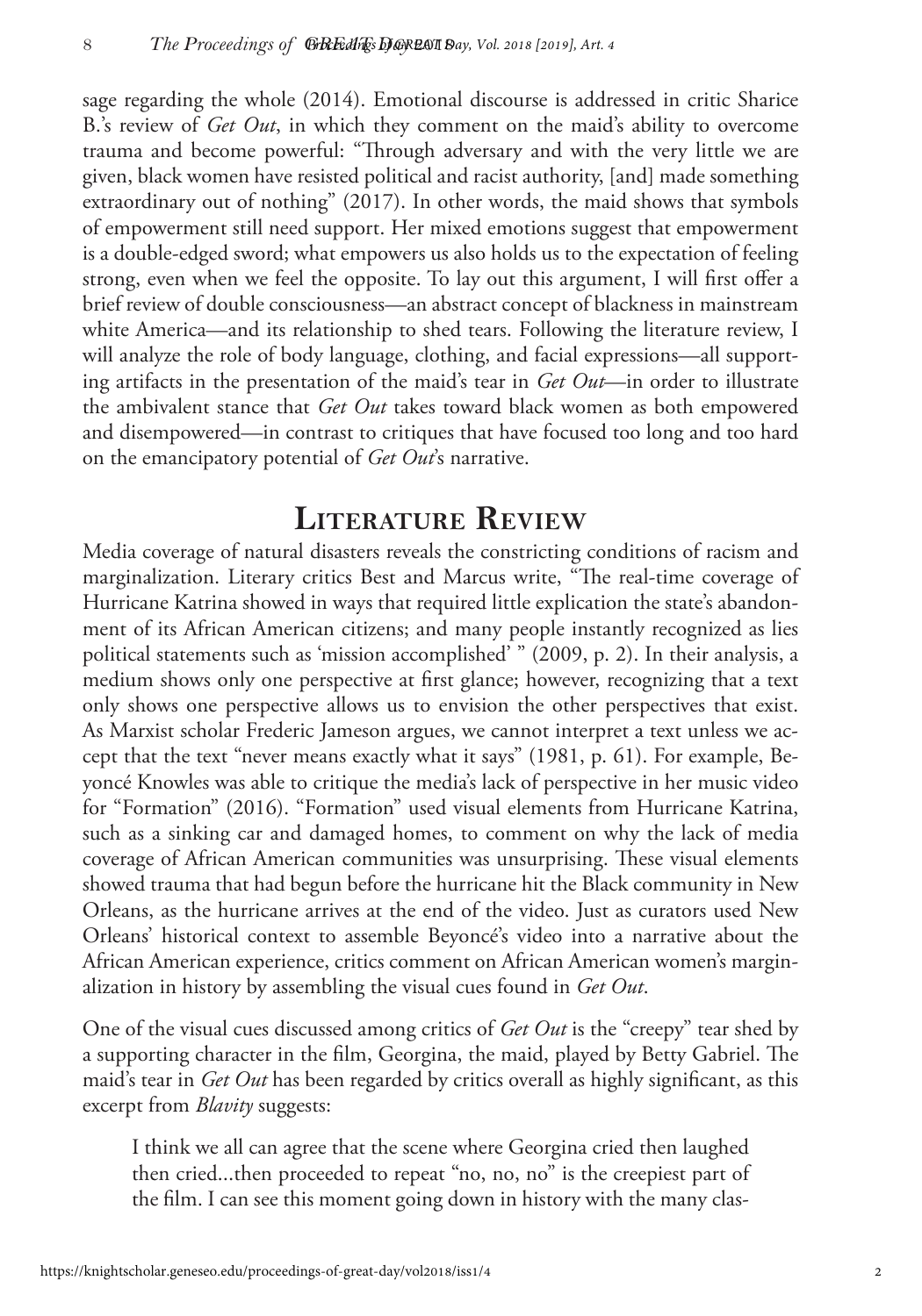sage regarding the whole (2014). Emotional discourse is addressed in critic Sharice B.'s review of *Get Out*, in which they comment on the maid's ability to overcome trauma and become powerful: "Through adversary and with the very little we are given, black women have resisted political and racist authority, [and] made something extraordinary out of nothing" (2017). In other words, the maid shows that symbols of empowerment still need support. Her mixed emotions suggest that empowerment is a double-edged sword; what empowers us also holds us to the expectation of feeling strong, even when we feel the opposite. To lay out this argument, I will first offer a brief review of double consciousness—an abstract concept of blackness in mainstream white America—and its relationship to shed tears. Following the literature review, I will analyze the role of body language, clothing, and facial expressions—all supporting artifacts in the presentation of the maid's tear in *Get Out*—in order to illustrate the ambivalent stance that *Get Out* takes toward black women as both empowered and disempowered—in contrast to critiques that have focused too long and too hard on the emancipatory potential of *Get Out*'s narrative.

## Literature Review

Media coverage of natural disasters reveals the constricting conditions of racism and marginalization. Literary critics Best and Marcus write, "The real-time coverage of Hurricane Katrina showed in ways that required little explication the state's abandonment of its African American citizens; and many people instantly recognized as lies political statements such as 'mission accomplished' " (2009, p. 2). In their analysis, a medium shows only one perspective at first glance; however, recognizing that a text only shows one perspective allows us to envision the other perspectives that exist. As Marxist scholar Frederic Jameson argues, we cannot interpret a text unless we accept that the text "never means exactly what it says" (1981, p. 61). For example, Beyoncé Knowles was able to critique the media's lack of perspective in her music video for "Formation" (2016). "Formation" used visual elements from Hurricane Katrina, such as a sinking car and damaged homes, to comment on why the lack of media coverage of African American communities was unsurprising. These visual elements showed trauma that had begun before the hurricane hit the Black community in New Orleans, as the hurricane arrives at the end of the video. Just as curators used New Orleans' historical context to assemble Beyoncé's video into a narrative about the African American experience, critics comment on African American women's marginalization in history by assembling the visual cues found in *Get Out*.

One of the visual cues discussed among critics of *Get Out* is the "creepy" tear shed by a supporting character in the film, Georgina, the maid, played by Betty Gabriel. The maid's tear in *Get Out* has been regarded by critics overall as highly significant, as this excerpt from *Blavity* suggests:

> I think we all can agree that the scene where Georgina cried then laughed then cried...then proceeded to repeat "no, no, no" is the creepiest part of the film. I can see this moment going down in history with the many clas-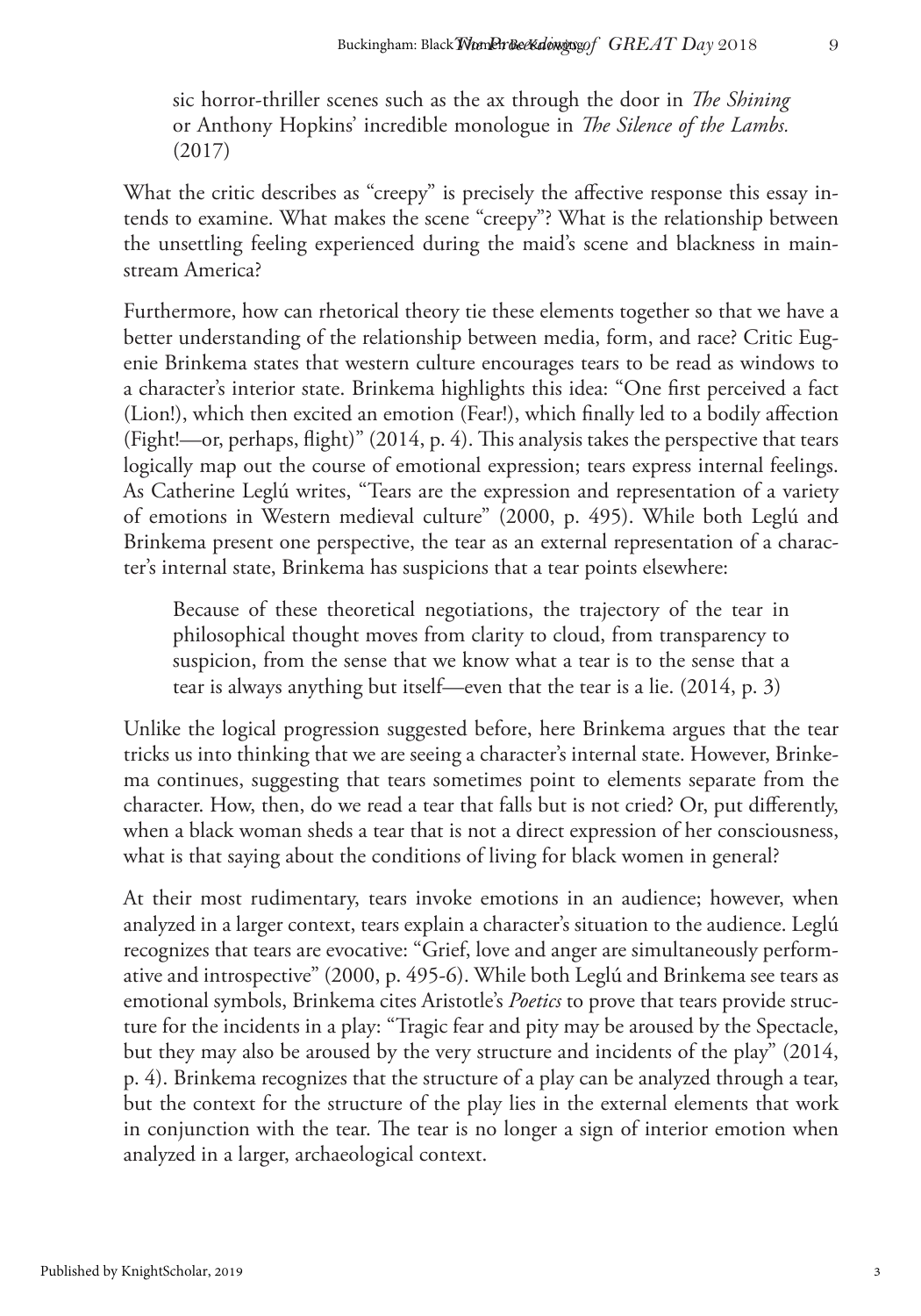> sic horror-thriller scenes such as the ax through the door in *The Shining* or Anthony Hopkins' incredible monologue in *The Silence of the Lambs.* (2017)

What the critic describes as "creepy" is precisely the affective response this essay intends to examine. What makes the scene "creepy"? What is the relationship between the unsettling feeling experienced during the maid's scene and blackness in mainstream America?

Furthermore, how can rhetorical theory tie these elements together so that we have a better understanding of the relationship between media, form, and race? Critic Eugenie Brinkema states that western culture encourages tears to be read as windows to a character's interior state. Brinkema highlights this idea: "One first perceived a fact (Lion!), which then excited an emotion (Fear!), which finally led to a bodily affection (Fight!—or, perhaps, flight)" (2014, p. 4). This analysis takes the perspective that tears logically map out the course of emotional expression; tears express internal feelings. As Catherine Leglú writes, "Tears are the expression and representation of a variety of emotions in Western medieval culture" (2000, p. 495). While both Leglú and Brinkema present one perspective, the tear as an external representation of a character's internal state, Brinkema has suspicions that a tear points elsewhere:

> Because of these theoretical negotiations, the trajectory of the tear in philosophical thought moves from clarity to cloud, from transparency to suspicion, from the sense that we know what a tear is to the sense that a tear is always anything but itself—even that the tear is a lie. (2014, p. 3)

Unlike the logical progression suggested before, here Brinkema argues that the tear tricks us into thinking that we are seeing a character's internal state. However, Brinkema continues, suggesting that tears sometimes point to elements separate from the character. How, then, do we read a tear that falls but is not cried? Or, put differently, when a black woman sheds a tear that is not a direct expression of her consciousness, what is that saying about the conditions of living for black women in general?

At their most rudimentary, tears invoke emotions in an audience; however, when analyzed in a larger context, tears explain a character's situation to the audience. Leglú recognizes that tears are evocative: "Grief, love and anger are simultaneously performative and introspective" (2000, p. 495-6). While both Leglú and Brinkema see tears as emotional symbols, Brinkema cites Aristotle's *Poetics* to prove that tears provide structure for the incidents in a play: "Tragic fear and pity may be aroused by the Spectacle, but they may also be aroused by the very structure and incidents of the play" (2014, p. 4). Brinkema recognizes that the structure of a play can be analyzed through a tear, but the context for the structure of the play lies in the external elements that work in conjunction with the tear. The tear is no longer a sign of interior emotion when analyzed in a larger, archaeological context.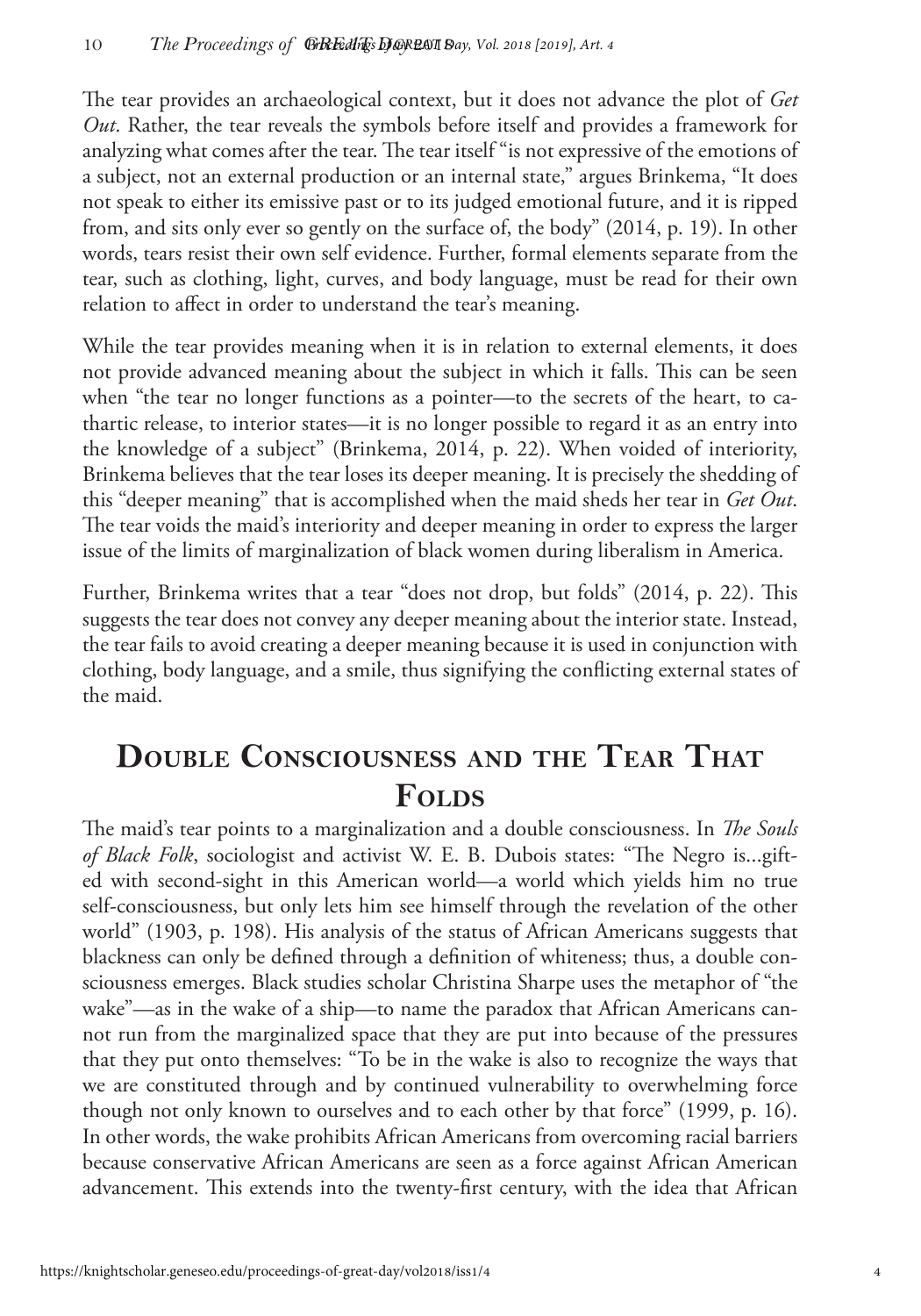The tear provides an archaeological context, but it does not advance the plot of *Get Out*. Rather, the tear reveals the symbols before itself and provides a framework for analyzing what comes after the tear. The tear itself "is not expressive of the emotions of a subject, not an external production or an internal state," argues Brinkema, "It does not speak to either its emissive past or to its judged emotional future, and it is ripped from, and sits only ever so gently on the surface of, the body" (2014, p. 19). In other words, tears resist their own self evidence. Further, formal elements separate from the tear, such as clothing, light, curves, and body language, must be read for their own relation to affect in order to understand the tear's meaning.

While the tear provides meaning when it is in relation to external elements, it does not provide advanced meaning about the subject in which it falls. This can be seen when "the tear no longer functions as a pointer—to the secrets of the heart, to cathartic release, to interior states—it is no longer possible to regard it as an entry into the knowledge of a subject" (Brinkema, 2014, p. 22). When voided of interiority, Brinkema believes that the tear loses its deeper meaning. It is precisely the shedding of this "deeper meaning" that is accomplished when the maid sheds her tear in *Get Out*. The tear voids the maid's interiority and deeper meaning in order to express the larger issue of the limits of marginalization of black women during liberalism in America.

Further, Brinkema writes that a tear "does not drop, but folds" (2014, p. 22). This suggests the tear does not convey any deeper meaning about the interior state. Instead, the tear fails to avoid creating a deeper meaning because it is used in conjunction with clothing, body language, and a smile, thus signifying the conflicting external states of the maid.

## Double Consciousness and the Tear That Folds

The maid's tear points to a marginalization and a double consciousness. In *The Souls of Black Folk*, sociologist and activist W. E. B. Dubois states: "The Negro is...gifted with second-sight in this American world—a world which yields him no true self-consciousness, but only lets him see himself through the revelation of the other world" (1903, p. 198). His analysis of the status of African Americans suggests that blackness can only be defined through a definition of whiteness; thus, a double consciousness emerges. Black studies scholar Christina Sharpe uses the metaphor of "the wake"—as in the wake of a ship—to name the paradox that African Americans cannot run from the marginalized space that they are put into because of the pressures that they put onto themselves: "To be in the wake is also to recognize the ways that we are constituted through and by continued vulnerability to overwhelming force though not only known to ourselves and to each other by that force" (1999, p. 16). In other words, the wake prohibits African Americans from overcoming racial barriers because conservative African Americans are seen as a force against African American advancement. This extends into the twenty-first century, with the idea that African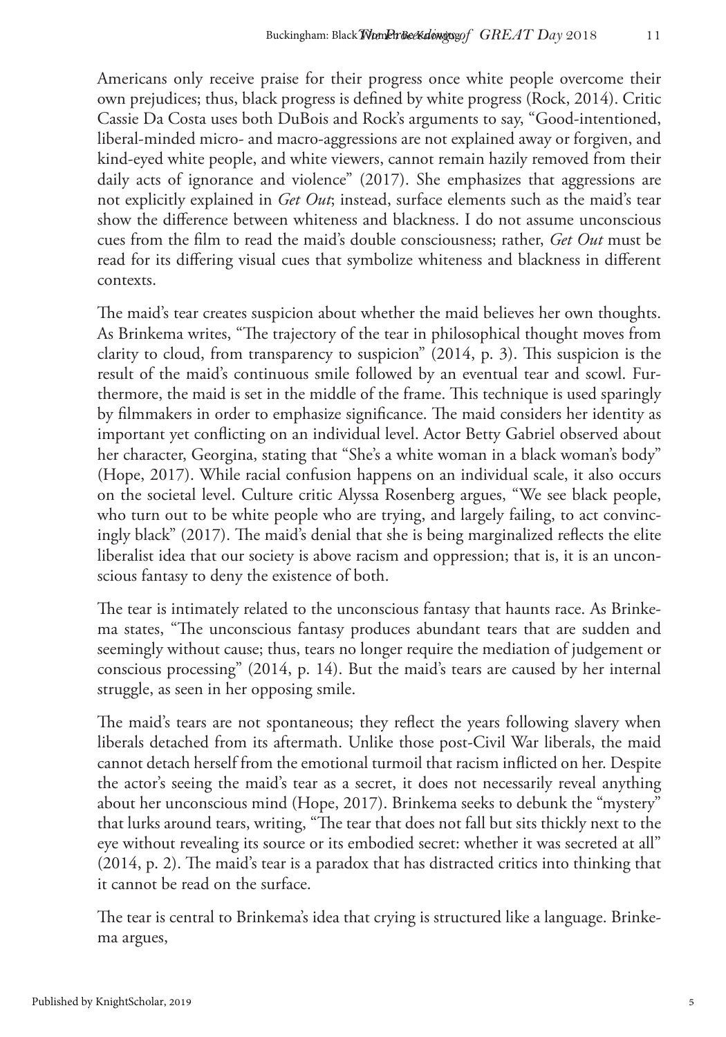Americans only receive praise for their progress once white people overcome their own prejudices; thus, black progress is defined by white progress (Rock, 2014). Critic Cassie Da Costa uses both DuBois and Rock's arguments to say, "Good-intentioned, liberal-minded micro- and macro-aggressions are not explained away or forgiven, and kind-eyed white people, and white viewers, cannot remain hazily removed from their daily acts of ignorance and violence" (2017). She emphasizes that aggressions are not explicitly explained in *Get Out*; instead, surface elements such as the maid's tear show the difference between whiteness and blackness. I do not assume unconscious cues from the film to read the maid's double consciousness; rather, *Get Out* must be read for its differing visual cues that symbolize whiteness and blackness in different contexts.

The maid's tear creates suspicion about whether the maid believes her own thoughts. As Brinkema writes, "The trajectory of the tear in philosophical thought moves from clarity to cloud, from transparency to suspicion" (2014, p. 3). This suspicion is the result of the maid's continuous smile followed by an eventual tear and scowl. Furthermore, the maid is set in the middle of the frame. This technique is used sparingly by filmmakers in order to emphasize significance. The maid considers her identity as important yet conflicting on an individual level. Actor Betty Gabriel observed about her character, Georgina, stating that "She's a white woman in a black woman's body" (Hope, 2017). While racial confusion happens on an individual scale, it also occurs on the societal level. Culture critic Alyssa Rosenberg argues, "We see black people, who turn out to be white people who are trying, and largely failing, to act convincingly black" (2017). The maid's denial that she is being marginalized reflects the elite liberalist idea that our society is above racism and oppression; that is, it is an unconscious fantasy to deny the existence of both.

The tear is intimately related to the unconscious fantasy that haunts race. As Brinkema states, "The unconscious fantasy produces abundant tears that are sudden and seemingly without cause; thus, tears no longer require the mediation of judgement or conscious processing" (2014, p. 14). But the maid's tears are caused by her internal struggle, as seen in her opposing smile.

The maid's tears are not spontaneous; they reflect the years following slavery when liberals detached from its aftermath. Unlike those post-Civil War liberals, the maid cannot detach herself from the emotional turmoil that racism inflicted on her. Despite the actor's seeing the maid's tear as a secret, it does not necessarily reveal anything about her unconscious mind (Hope, 2017). Brinkema seeks to debunk the "mystery" that lurks around tears, writing, "The tear that does not fall but sits thickly next to the eye without revealing its source or its embodied secret: whether it was secreted at all" (2014, p. 2). The maid's tear is a paradox that has distracted critics into thinking that it cannot be read on the surface.

The tear is central to Brinkema's idea that crying is structured like a language. Brinkema argues,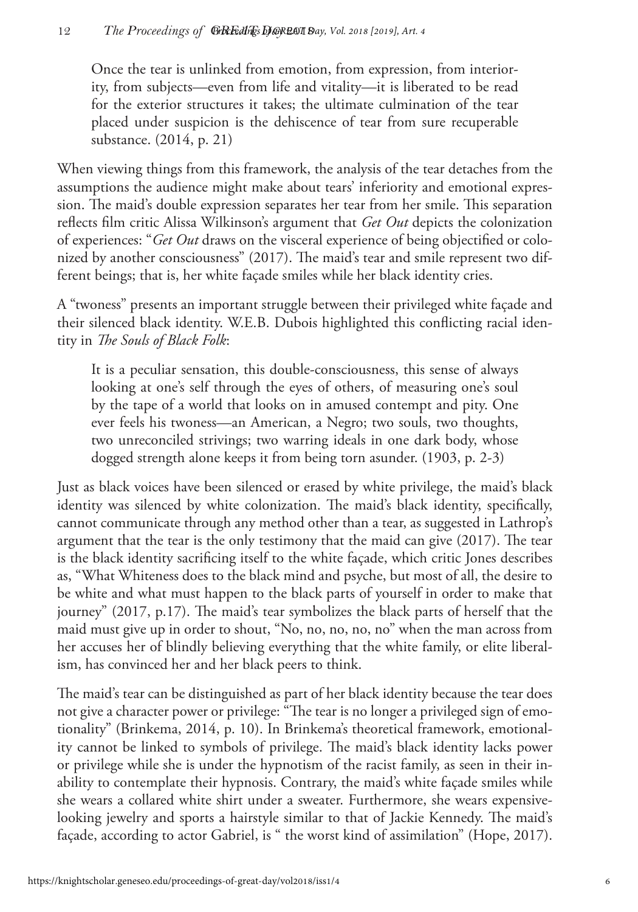> Once the tear is unlinked from emotion, from expression, from interiority, from subjects—even from life and vitality—it is liberated to be read for the exterior structures it takes; the ultimate culmination of the tear placed under suspicion is the dehiscence of tear from sure recuperable substance. (2014, p. 21)

When viewing things from this framework, the analysis of the tear detaches from the assumptions the audience might make about tears' inferiority and emotional expression. The maid's double expression separates her tear from her smile. This separation reflects film critic Alissa Wilkinson's argument that *Get Out* depicts the colonization of experiences: "*Get Out* draws on the visceral experience of being objectified or colonized by another consciousness" (2017). The maid's tear and smile represent two different beings; that is, her white façade smiles while her black identity cries.

A "twoness" presents an important struggle between their privileged white façade and their silenced black identity. W.E.B. Dubois highlighted this conflicting racial identity in *The Souls of Black Folk*:

> It is a peculiar sensation, this double-consciousness, this sense of always looking at one's self through the eyes of others, of measuring one's soul by the tape of a world that looks on in amused contempt and pity. One ever feels his twoness—an American, a Negro; two souls, two thoughts, two unreconciled strivings; two warring ideals in one dark body, whose dogged strength alone keeps it from being torn asunder. (1903, p. 2-3)

Just as black voices have been silenced or erased by white privilege, the maid's black identity was silenced by white colonization. The maid's black identity, specifically, cannot communicate through any method other than a tear, as suggested in Lathrop's argument that the tear is the only testimony that the maid can give (2017). The tear is the black identity sacrificing itself to the white façade, which critic Jones describes as, "What Whiteness does to the black mind and psyche, but most of all, the desire to be white and what must happen to the black parts of yourself in order to make that journey" (2017, p.17). The maid's tear symbolizes the black parts of herself that the maid must give up in order to shout, "No, no, no, no, no" when the man across from her accuses her of blindly believing everything that the white family, or elite liberalism, has convinced her and her black peers to think.

The maid's tear can be distinguished as part of her black identity because the tear does not give a character power or privilege: "The tear is no longer a privileged sign of emotionality" (Brinkema, 2014, p. 10). In Brinkema's theoretical framework, emotionality cannot be linked to symbols of privilege. The maid's black identity lacks power or privilege while she is under the hypnotism of the racist family, as seen in their inability to contemplate their hypnosis. Contrary, the maid's white façade smiles while she wears a collared white shirt under a sweater. Furthermore, she wears expensive-looking jewelry and sports a hairstyle similar to that of Jackie Kennedy. The maid's façade, according to actor Gabriel, is " the worst kind of assimilation" (Hope, 2017).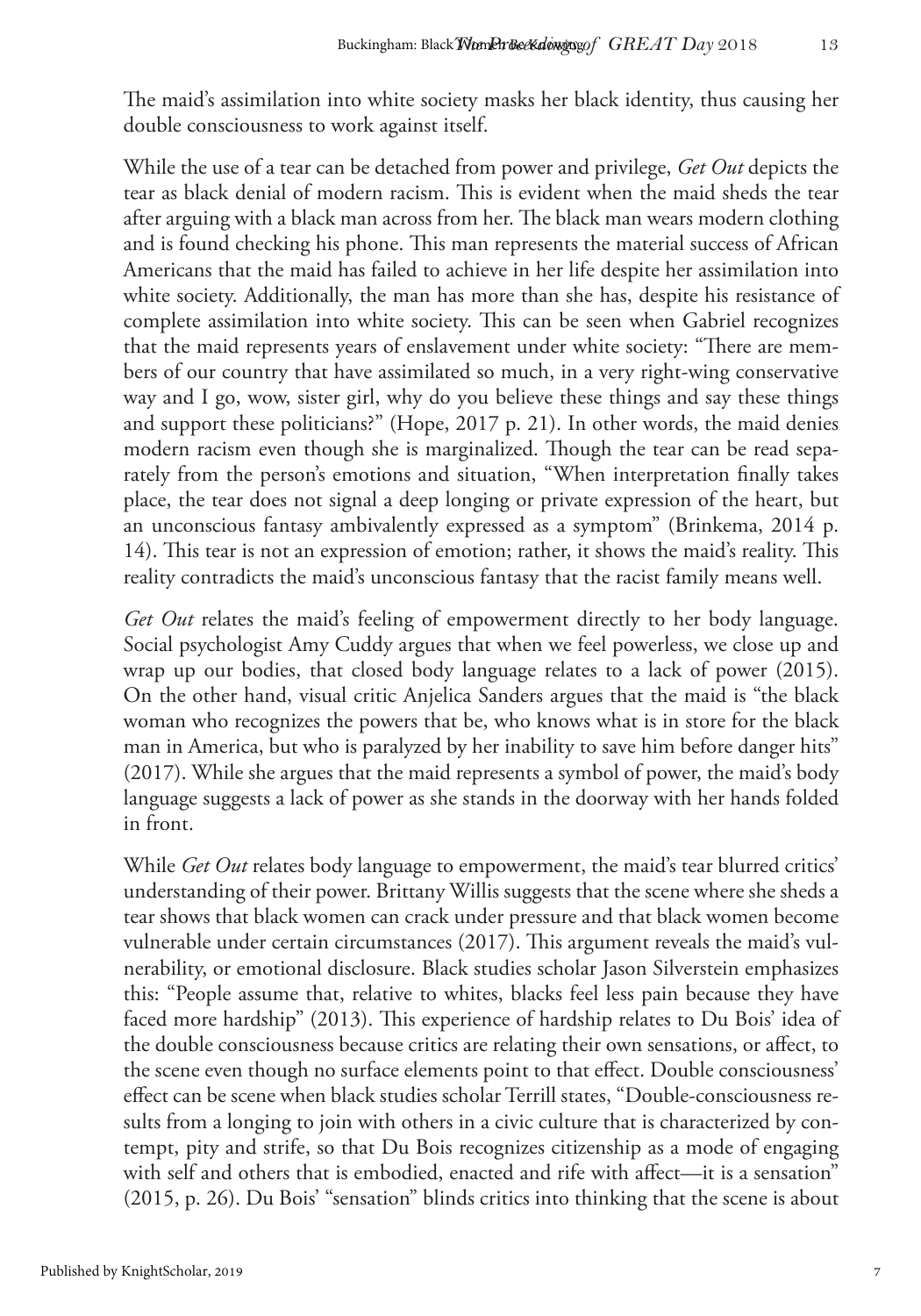The maid's assimilation into white society masks her black identity, thus causing her double consciousness to work against itself.

While the use of a tear can be detached from power and privilege, *Get Out* depicts the tear as black denial of modern racism. This is evident when the maid sheds the tear after arguing with a black man across from her. The black man wears modern clothing and is found checking his phone. This man represents the material success of African Americans that the maid has failed to achieve in her life despite her assimilation into white society. Additionally, the man has more than she has, despite his resistance of complete assimilation into white society. This can be seen when Gabriel recognizes that the maid represents years of enslavement under white society: "There are members of our country that have assimilated so much, in a very right-wing conservative way and I go, wow, sister girl, why do you believe these things and say these things and support these politicians?" (Hope, 2017 p. 21). In other words, the maid denies modern racism even though she is marginalized. Though the tear can be read separately from the person's emotions and situation, "When interpretation finally takes place, the tear does not signal a deep longing or private expression of the heart, but an unconscious fantasy ambivalently expressed as a symptom" (Brinkema, 2014 p. 14). This tear is not an expression of emotion; rather, it shows the maid's reality. This reality contradicts the maid's unconscious fantasy that the racist family means well.

*Get Out* relates the maid's feeling of empowerment directly to her body language. Social psychologist Amy Cuddy argues that when we feel powerless, we close up and wrap up our bodies, that closed body language relates to a lack of power (2015). On the other hand, visual critic Anjelica Sanders argues that the maid is "the black woman who recognizes the powers that be, who knows what is in store for the black man in America, but who is paralyzed by her inability to save him before danger hits" (2017). While she argues that the maid represents a symbol of power, the maid's body language suggests a lack of power as she stands in the doorway with her hands folded in front.

While *Get Out* relates body language to empowerment, the maid's tear blurred critics' understanding of their power. Brittany Willis suggests that the scene where she sheds a tear shows that black women can crack under pressure and that black women become vulnerable under certain circumstances (2017). This argument reveals the maid's vulnerability, or emotional disclosure. Black studies scholar Jason Silverstein emphasizes this: "People assume that, relative to whites, blacks feel less pain because they have faced more hardship" (2013). This experience of hardship relates to Du Bois' idea of the double consciousness because critics are relating their own sensations, or affect, to the scene even though no surface elements point to that effect. Double consciousness' effect can be scene when black studies scholar Terrill states, "Double-consciousness results from a longing to join with others in a civic culture that is characterized by contempt, pity and strife, so that Du Bois recognizes citizenship as a mode of engaging with self and others that is embodied, enacted and rife with affect—it is a sensation" (2015, p. 26). Du Bois' "sensation" blinds critics into thinking that the scene is about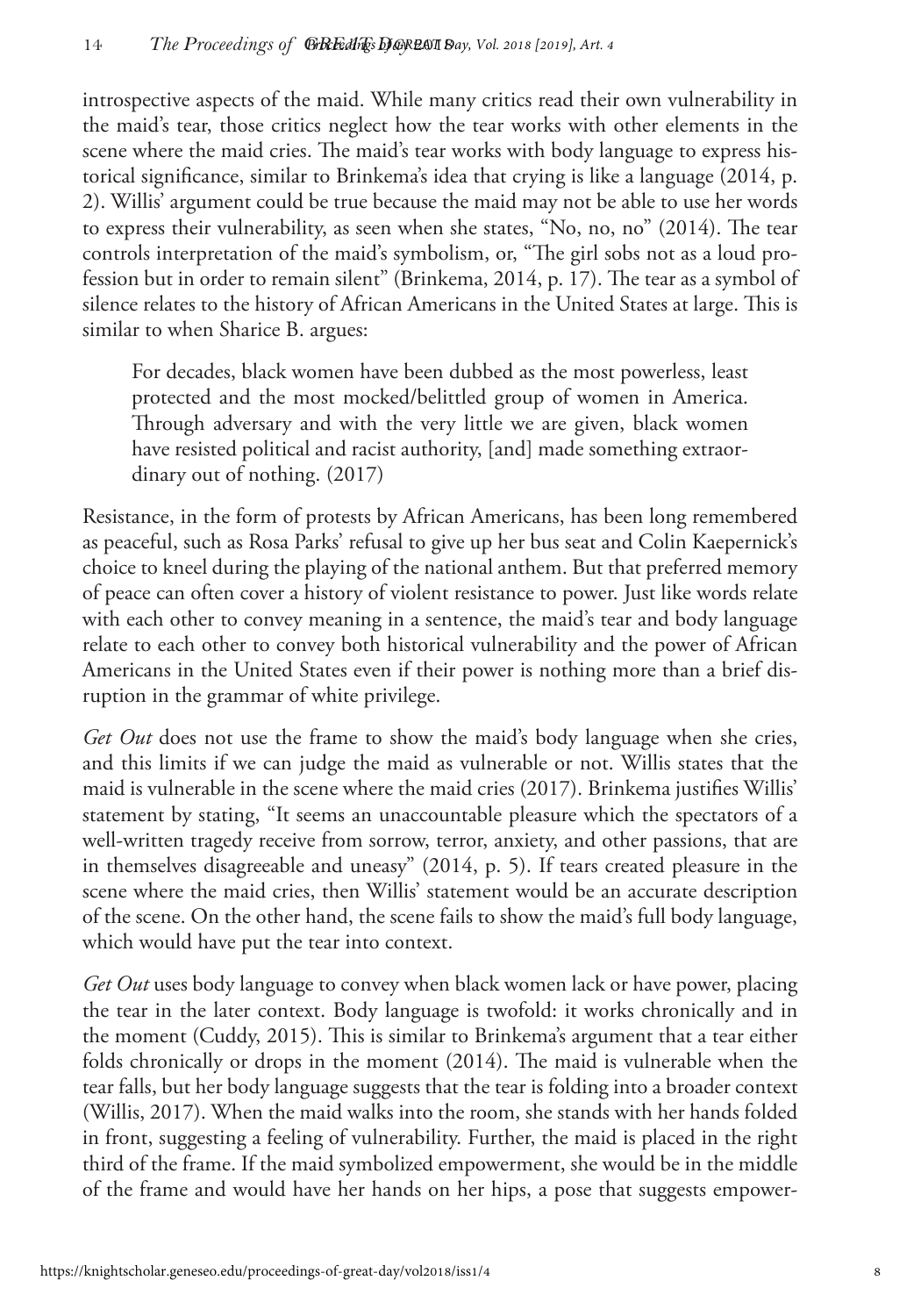introspective aspects of the maid. While many critics read their own vulnerability in the maid's tear, those critics neglect how the tear works with other elements in the scene where the maid cries. The maid's tear works with body language to express historical significance, similar to Brinkema's idea that crying is like a language (2014, p. 2). Willis' argument could be true because the maid may not be able to use her words to express their vulnerability, as seen when she states, "No, no, no" (2014). The tear controls interpretation of the maid's symbolism, or, "The girl sobs not as a loud profession but in order to remain silent" (Brinkema, 2014, p. 17). The tear as a symbol of silence relates to the history of African Americans in the United States at large. This is similar to when Sharice B. argues:

> For decades, black women have been dubbed as the most powerless, least protected and the most mocked/belittled group of women in America. Through adversary and with the very little we are given, black women have resisted political and racist authority, [and] made something extraordinary out of nothing. (2017)

Resistance, in the form of protests by African Americans, has been long remembered as peaceful, such as Rosa Parks' refusal to give up her bus seat and Colin Kaepernick's choice to kneel during the playing of the national anthem. But that preferred memory of peace can often cover a history of violent resistance to power. Just like words relate with each other to convey meaning in a sentence, the maid's tear and body language relate to each other to convey both historical vulnerability and the power of African Americans in the United States even if their power is nothing more than a brief disruption in the grammar of white privilege.

*Get Out* does not use the frame to show the maid's body language when she cries, and this limits if we can judge the maid as vulnerable or not. Willis states that the maid is vulnerable in the scene where the maid cries (2017). Brinkema justifies Willis' statement by stating, "It seems an unaccountable pleasure which the spectators of a well-written tragedy receive from sorrow, terror, anxiety, and other passions, that are in themselves disagreeable and uneasy" (2014, p. 5). If tears created pleasure in the scene where the maid cries, then Willis' statement would be an accurate description of the scene. On the other hand, the scene fails to show the maid's full body language, which would have put the tear into context.

*Get Out* uses body language to convey when black women lack or have power, placing the tear in the later context. Body language is twofold: it works chronically and in the moment (Cuddy, 2015). This is similar to Brinkema's argument that a tear either folds chronically or drops in the moment (2014). The maid is vulnerable when the tear falls, but her body language suggests that the tear is folding into a broader context (Willis, 2017). When the maid walks into the room, she stands with her hands folded in front, suggesting a feeling of vulnerability. Further, the maid is placed in the right third of the frame. If the maid symbolized empowerment, she would be in the middle of the frame and would have her hands on her hips, a pose that suggests empower-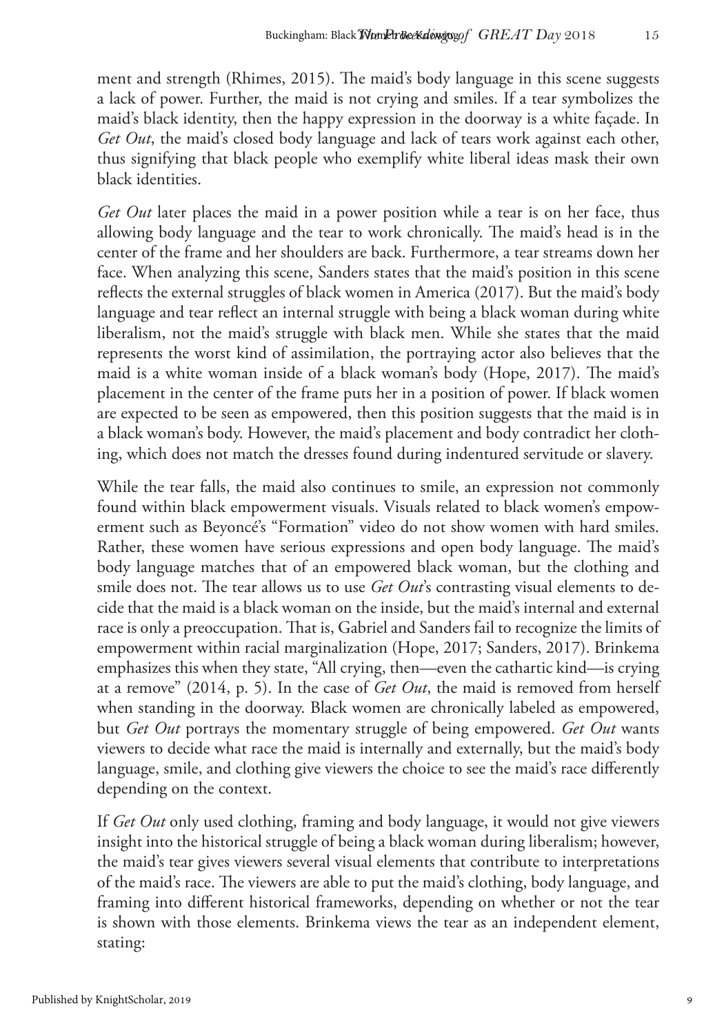ment and strength (Rhimes, 2015). The maid's body language in this scene suggests a lack of power. Further, the maid is not crying and smiles. If a tear symbolizes the maid's black identity, then the happy expression in the doorway is a white façade. In *Get Out*, the maid's closed body language and lack of tears work against each other, thus signifying that black people who exemplify white liberal ideas mask their own black identities.

*Get Out* later places the maid in a power position while a tear is on her face, thus allowing body language and the tear to work chronically. The maid's head is in the center of the frame and her shoulders are back. Furthermore, a tear streams down her face. When analyzing this scene, Sanders states that the maid's position in this scene reflects the external struggles of black women in America (2017). But the maid's body language and tear reflect an internal struggle with being a black woman during white liberalism, not the maid's struggle with black men. While she states that the maid represents the worst kind of assimilation, the portraying actor also believes that the maid is a white woman inside of a black woman's body (Hope, 2017). The maid's placement in the center of the frame puts her in a position of power. If black women are expected to be seen as empowered, then this position suggests that the maid is in a black woman's body. However, the maid's placement and body contradict her clothing, which does not match the dresses found during indentured servitude or slavery.

While the tear falls, the maid also continues to smile, an expression not commonly found within black empowerment visuals. Visuals related to black women's empowerment such as Beyoncé's "Formation" video do not show women with hard smiles. Rather, these women have serious expressions and open body language. The maid's body language matches that of an empowered black woman, but the clothing and smile does not. The tear allows us to use *Get Out*'s contrasting visual elements to decide that the maid is a black woman on the inside, but the maid's internal and external race is only a preoccupation. That is, Gabriel and Sanders fail to recognize the limits of empowerment within racial marginalization (Hope, 2017; Sanders, 2017). Brinkema emphasizes this when they state, "All crying, then—even the cathartic kind—is crying at a remove" (2014, p. 5). In the case of *Get Out*, the maid is removed from herself when standing in the doorway. Black women are chronically labeled as empowered, but *Get Out* portrays the momentary struggle of being empowered. *Get Out* wants viewers to decide what race the maid is internally and externally, but the maid's body language, smile, and clothing give viewers the choice to see the maid's race differently depending on the context.

If *Get Out* only used clothing, framing and body language, it would not give viewers insight into the historical struggle of being a black woman during liberalism; however, the maid's tear gives viewers several visual elements that contribute to interpretations of the maid's race. The viewers are able to put the maid's clothing, body language, and framing into different historical frameworks, depending on whether or not the tear is shown with those elements. Brinkema views the tear as an independent element, stating: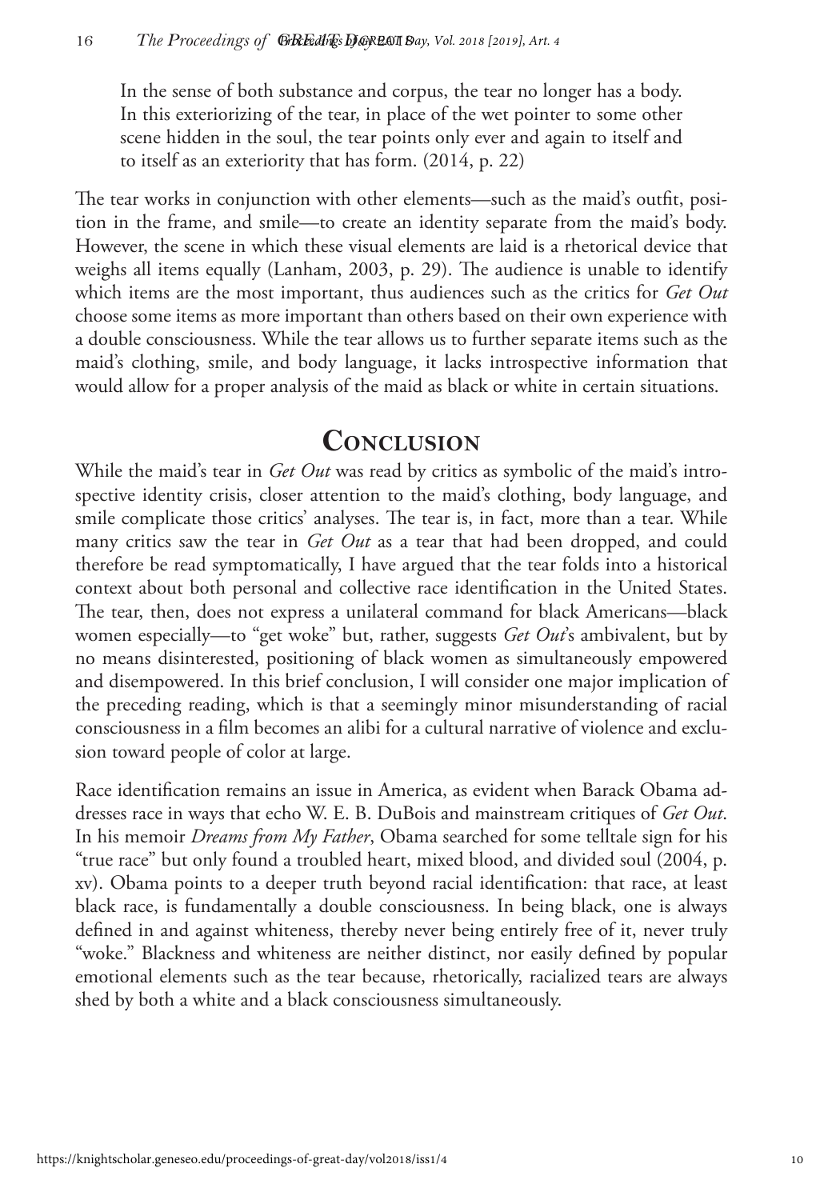> In the sense of both substance and corpus, the tear no longer has a body. In this exteriorizing of the tear, in place of the wet pointer to some other scene hidden in the soul, the tear points only ever and again to itself and to itself as an exteriority that has form. (2014, p. 22)

The tear works in conjunction with other elements—such as the maid's outfit, position in the frame, and smile—to create an identity separate from the maid's body. However, the scene in which these visual elements are laid is a rhetorical device that weighs all items equally (Lanham, 2003, p. 29). The audience is unable to identify which items are the most important, thus audiences such as the critics for *Get Out* choose some items as more important than others based on their own experience with a double consciousness. While the tear allows us to further separate items such as the maid's clothing, smile, and body language, it lacks introspective information that would allow for a proper analysis of the maid as black or white in certain situations.

## Conclusion

While the maid's tear in *Get Out* was read by critics as symbolic of the maid's introspective identity crisis, closer attention to the maid's clothing, body language, and smile complicate those critics' analyses. The tear is, in fact, more than a tear. While many critics saw the tear in *Get Out* as a tear that had been dropped, and could therefore be read symptomatically, I have argued that the tear folds into a historical context about both personal and collective race identification in the United States. The tear, then, does not express a unilateral command for black Americans—black women especially—to "get woke" but, rather, suggests *Get Out*'s ambivalent, but by no means disinterested, positioning of black women as simultaneously empowered and disempowered. In this brief conclusion, I will consider one major implication of the preceding reading, which is that a seemingly minor misunderstanding of racial consciousness in a film becomes an alibi for a cultural narrative of violence and exclusion toward people of color at large.

Race identification remains an issue in America, as evident when Barack Obama addresses race in ways that echo W. E. B. DuBois and mainstream critiques of *Get Out*. In his memoir *Dreams from My Father*, Obama searched for some telltale sign for his "true race" but only found a troubled heart, mixed blood, and divided soul (2004, p. xv). Obama points to a deeper truth beyond racial identification: that race, at least black race, is fundamentally a double consciousness. In being black, one is always defined in and against whiteness, thereby never being entirely free of it, never truly "woke." Blackness and whiteness are neither distinct, nor easily defined by popular emotional elements such as the tear because, rhetorically, racialized tears are always shed by both a white and a black consciousness simultaneously.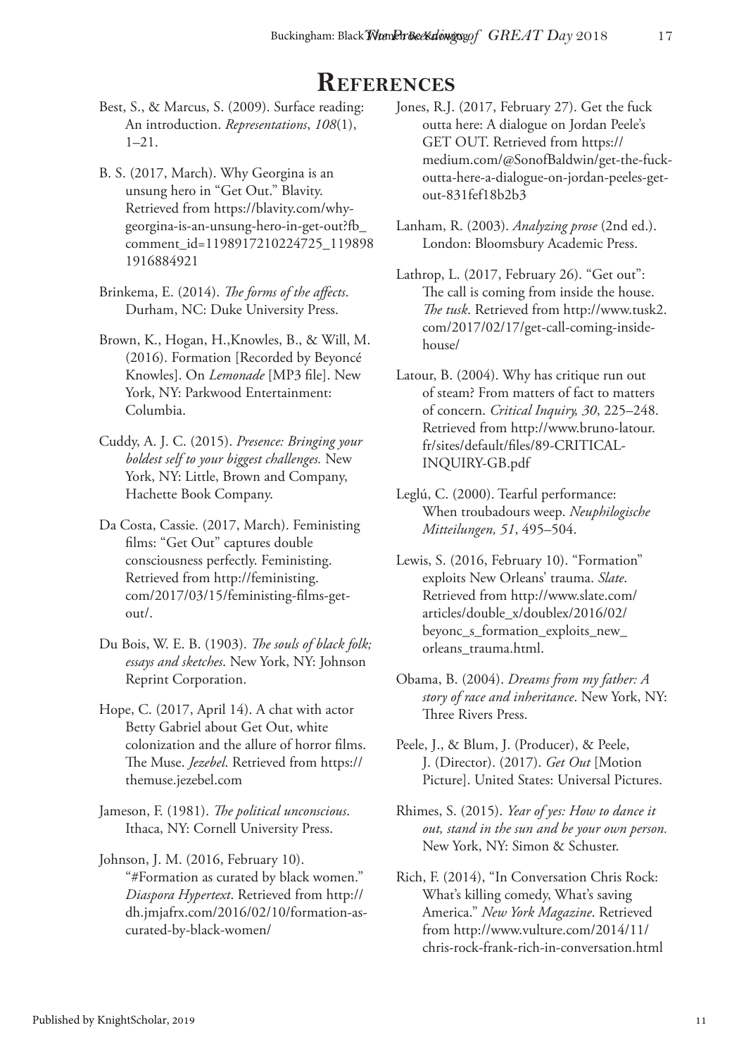# References

Best, S., & Marcus, S. (2009). Surface reading: An introduction. *Representations*, *108*(1), 1–21.

B. S. (2017, March). Why Georgina is an unsung hero in "Get Out." Blavity. Retrieved from https://blavity.com/why-georgina-is-an-unsung-hero-in-get-out?fb_comment_id=1198917210224725_1198981916884921

Brinkema, E. (2014). *The forms of the affects*. Durham, NC: Duke University Press.

Brown, K., Hogan, H.,Knowles, B., & Will, M. (2016). Formation [Recorded by Beyoncé Knowles]. On *Lemonade* [MP3 file]. New York, NY: Parkwood Entertainment: Columbia.

Cuddy, A. J. C. (2015). *Presence: Bringing your boldest self to your biggest challenges.* New York, NY: Little, Brown and Company, Hachette Book Company.

Da Costa, Cassie. (2017, March). Feministing films: "Get Out" captures double consciousness perfectly. Feministing. Retrieved from http://feministing.com/2017/03/15/feministing-films-get-out/.

Du Bois, W. E. B. (1903). *The souls of black folk; essays and sketches*. New York, NY: Johnson Reprint Corporation.

Hope, C. (2017, April 14). A chat with actor Betty Gabriel about Get Out, white colonization and the allure of horror films. The Muse. *Jezebel*. Retrieved from https://themuse.jezebel.com

Jameson, F. (1981). *The political unconscious*. Ithaca, NY: Cornell University Press.

Johnson, J. M. (2016, February 10). "#Formation as curated by black women." *Diaspora Hypertext*. Retrieved from http://dh.jmjafrx.com/2016/02/10/formation-as-curated-by-black-women/

Jones, R.J. (2017, February 27). Get the fuck outta here: A dialogue on Jordan Peele's GET OUT. Retrieved from https://medium.com/@SonofBaldwin/get-the-fuck-outta-here-a-dialogue-on-jordan-peeles-get-out-831fef18b2b3

Lanham, R. (2003). *Analyzing prose* (2nd ed.). London: Bloomsbury Academic Press.

Lathrop, L. (2017, February 26). "Get out": The call is coming from inside the house. *The tusk*. Retrieved from http://www.tusk2.com/2017/02/17/get-call-coming-inside-house/

Latour, B. (2004). Why has critique run out of steam? From matters of fact to matters of concern. *Critical Inquiry, 30*, 225–248. Retrieved from http://www.bruno-latour.fr/sites/default/files/89-CRITICAL-INQUIRY-GB.pdf

Leglú, C. (2000). Tearful performance: When troubadours weep. *Neuphilogische Mitteilungen, 51*, 495–504.

Lewis, S. (2016, February 10). "Formation" exploits New Orleans' trauma. *Slate*. Retrieved from http://www.slate.com/articles/double_x/doublex/2016/02/beyonc_s_formation_exploits_new_orleans_trauma.html.

Obama, B. (2004). *Dreams from my father: A story of race and inheritance*. New York, NY: Three Rivers Press.

Peele, J., & Blum, J. (Producer), & Peele, J. (Director). (2017). *Get Out* [Motion Picture]. United States: Universal Pictures.

Rhimes, S. (2015). *Year of yes: How to dance it out, stand in the sun and be your own person.* New York, NY: Simon & Schuster.

Rich, F. (2014), "In Conversation Chris Rock: What's killing comedy, What's saving America." *New York Magazine*. Retrieved from http://www.vulture.com/2014/11/chris-rock-frank-rich-in-conversation.html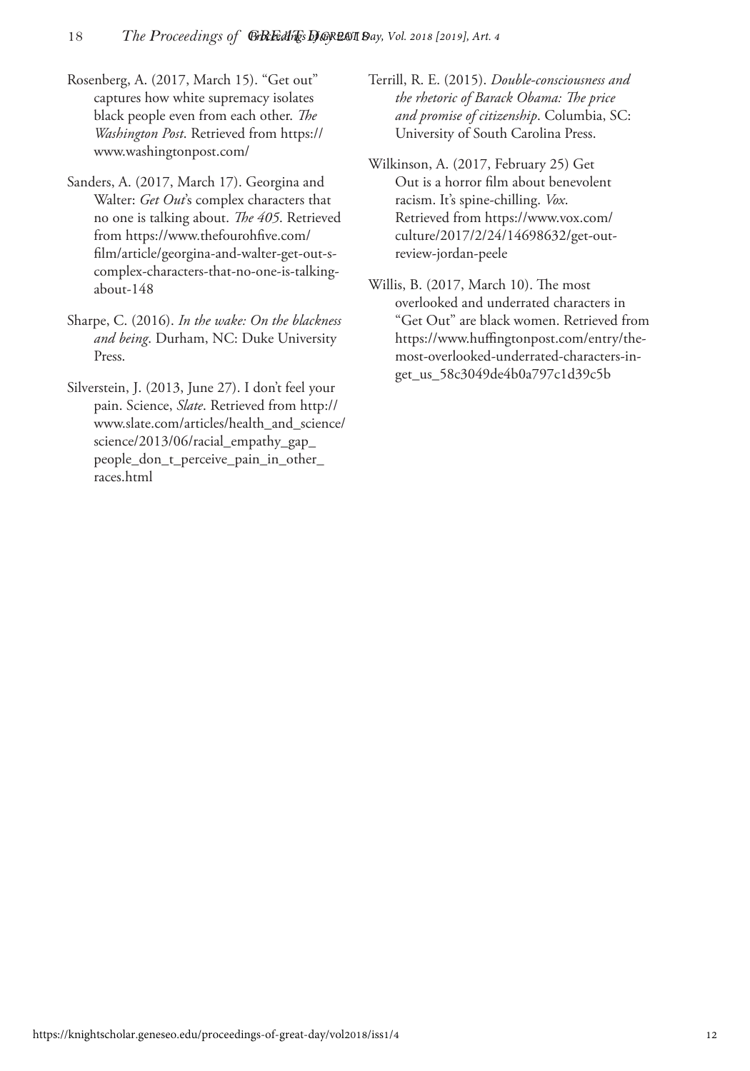Rosenberg, A. (2017, March 15). "Get out" captures how white supremacy isolates black people even from each other. *The Washington Post*. Retrieved from https://www.washingtonpost.com/

Sanders, A. (2017, March 17). Georgina and Walter: *Get Out*'s complex characters that no one is talking about. *The 405*. Retrieved from https://www.thefourohfive.com/film/article/georgina-and-walter-get-out-s-complex-characters-that-no-one-is-talking-about-148

Sharpe, C. (2016). *In the wake: On the blackness and being*. Durham, NC: Duke University Press.

Silverstein, J. (2013, June 27). I don't feel your pain. Science, *Slate*. Retrieved from http://www.slate.com/articles/health_and_science/science/2013/06/racial_empathy_gap_people_don_t_perceive_pain_in_other_races.html

Terrill, R. E. (2015). *Double-consciousness and the rhetoric of Barack Obama: The price and promise of citizenship*. Columbia, SC: University of South Carolina Press.

Wilkinson, A. (2017, February 25) Get Out is a horror film about benevolent racism. It's spine-chilling. *Vox*. Retrieved from https://www.vox.com/culture/2017/2/24/14698632/get-out-review-jordan-peele

Willis, B. (2017, March 10). The most overlooked and underrated characters in "Get Out" are black women. Retrieved from https://www.huffingtonpost.com/entry/the-most-overlooked-underrated-characters-in-get_us_58c3049de4b0a797c1d39c5b